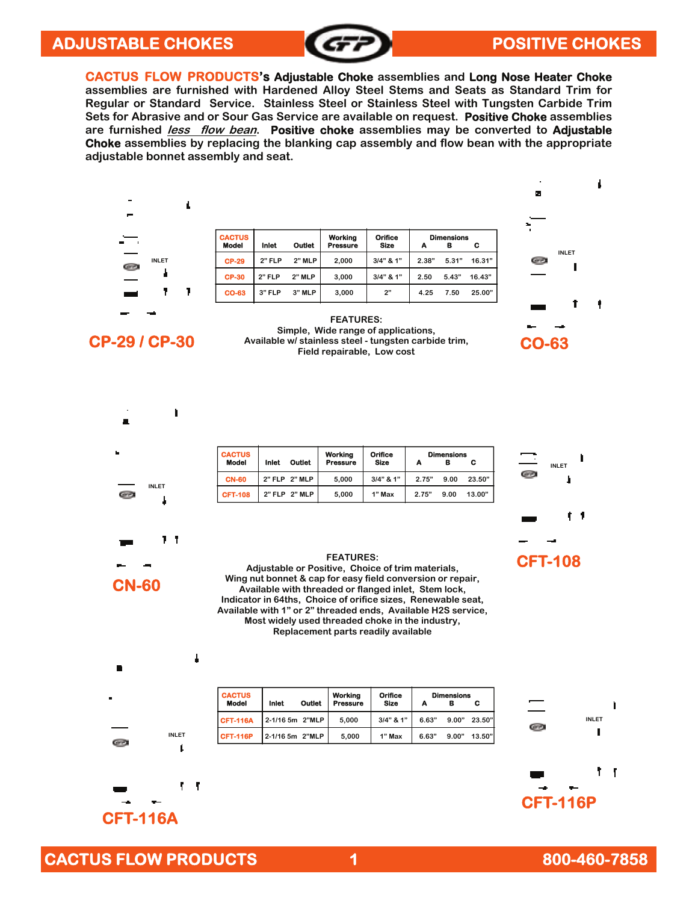# ADJUSTABLE CHOKES — POSITIVE CHOKES

**CACTUS FLOW PRODUCTS's Adjustable Choke** assemblies and **Long Nose Heater Choke** assemblies are furnished with Hardened Alloy Steel Stems and Seats as Standard Trim for Regular or Standard Service. Stainless Steel or Stainless Steel with Tungsten Carbide Trim Sets for Abrasive and or Sour Gas Service are available on request. **Positive Choke** assemblies are furnished *less flow bean*. **Positive choke** assemblies may be converted to **Adjustable Choke** assemblies by replacing the blanking cap assembly and flow bean with the appropriate adjustable bonnet assembly and seat.

## CP-29 / CP-30

## CO-63

| CACTUS Model | Inlet | Outlet | Working Pressure | Orifice Size | Dimensions A | B | C |
|---|---|---|---|---|---|---|---|
| CP-29 | 2" FLP | 2" MLP | 2,000 | 3/4" & 1" | 2.38" | 5.31" | 16.31" |
| CP-30 | 2" FLP | 2" MLP | 3,000 | 3/4" & 1" | 2.50 | 5.43" | 16.43" |
| CO-63 | 3" FLP | 3" MLP | 3,000 | 2" | 4.25 | 7.50 | 25.00" |

**FEATURES:**
Simple, Wide range of applications,
Available w/ stainless steel - tungsten carbide trim,
Field repairable, Low cost

## CN-60

## CFT-108

| CACTUS Model | Inlet | Outlet | Working Pressure | Orifice Size | Dimensions A | B | C |
|---|---|---|---|---|---|---|---|
| CN-60 | 2" FLP | 2" MLP | 5,000 | 3/4" & 1" | 2.75" | 9.00 | 23.50" |
| CFT-108 | 2" FLP | 2" MLP | 5,000 | 1" Max | 2.75" | 9.00 | 13.00" |

**FEATURES:**
Adjustable or Positive, Choice of trim materials,
Wing nut bonnet & cap for easy field conversion or repair,
Available with threaded or flanged inlet, Stem lock,
Indicator in 64ths, Choice of orifice sizes, Renewable seat,
Available with 1" or 2" threaded ends, Available H2S service,
Most widely used threaded choke in the industry,
Replacement parts readily available

## CFT-116A

## CFT-116P

| CACTUS Model | Inlet | Outlet | Working Pressure | Orifice Size | Dimensions A | B | C |
|---|---|---|---|---|---|---|---|
| CFT-116A | 2-1/16 5m | 2"MLP | 5,000 | 3/4" & 1" | 6.63" | 9.00" | 23.50" |
| CFT-116P | 2-1/16 5m | 2"MLP | 5,000 | 1" Max | 6.63" | 9.00" | 13.50" |

**CACTUS FLOW PRODUCTS** — 800-460-7858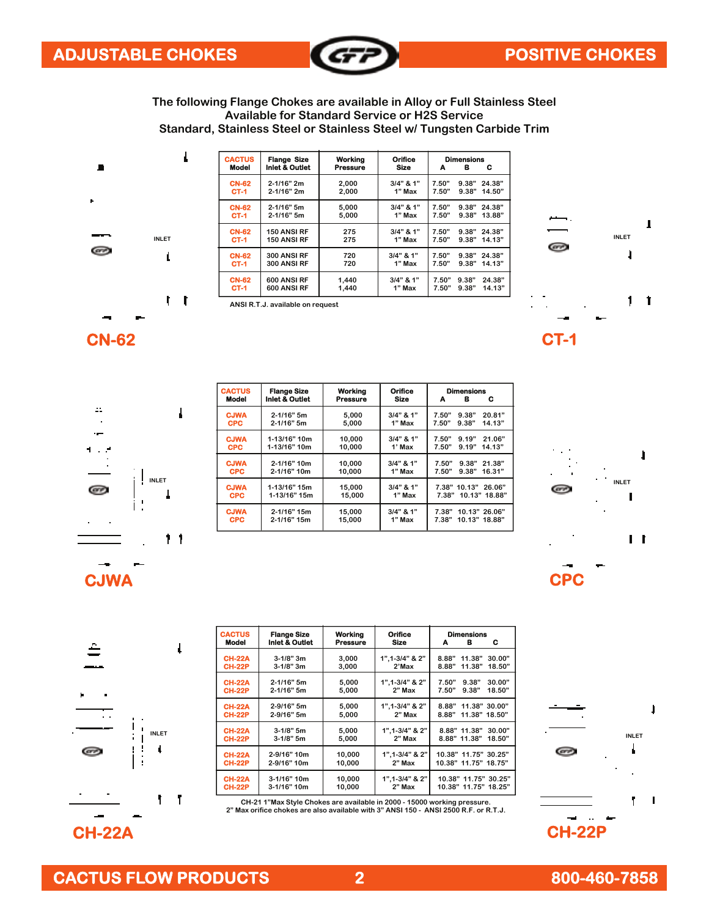# ADJUSTABLE CHOKES

# POSITIVE CHOKES

**The following Flange Chokes are available in Alloy or Full Stainless Steel**
**Available for Standard Service or H2S Service**
**Standard, Stainless Steel or Stainless Steel w/ Tungsten Carbide Trim**

| CACTUS Model | Flange Size Inlet & Outlet | Working Pressure | Orifice Size | Dimensions A | B | C |
|---|---|---|---|---|---|---|
| CN-62<br>CT-1 | 2-1/16" 2m<br>2-1/16" 2m | 2,000<br>2,000 | 3/4" & 1"<br>1" Max | 7.50"<br>7.50" | 9.38"<br>9.38" | 24.38"<br>14.50" |
| CN-62<br>CT-1 | 2-1/16" 5m<br>2-1/16" 5m | 5,000<br>5,000 | 3/4" & 1"<br>1" Max | 7.50"<br>7.50" | 9.38"<br>9.38" | 24.38"<br>13.88" |
| CN-62<br>CT-1 | 150 ANSI RF<br>150 ANSI RF | 275<br>275 | 3/4" & 1"<br>1" Max | 7.50"<br>7.50" | 9.38"<br>9.38" | 24.38"<br>14.13" |
| CN-62<br>CT-1 | 300 ANSI RF<br>300 ANSI RF | 720<br>720 | 3/4" & 1"<br>1" Max | 7.50"<br>7.50" | 9.38"<br>9.38" | 24.38"<br>14.13" |
| CN-62<br>CT-1 | 600 ANSI RF<br>600 ANSI RF | 1,440<br>1,440 | 3/4" & 1"<br>1" Max | 7.50"<br>7.50" | 9.38"<br>9.38" | 24.38"<br>14.13" |

ANSI R.T.J. available on request

INLET

**CN-62**

INLET

**CT-1**

| CACTUS Model | Flange Size Inlet & Outlet | Working Pressure | Orifice Size | Dimensions A | B | C |
|---|---|---|---|---|---|---|
| CJWA<br>CPC | 2-1/16" 5m<br>2-1/16" 5m | 5,000<br>5,000 | 3/4" & 1"<br>1" Max | 7.50"<br>7.50" | 9.38"<br>9.38" | 20.81"<br>14.13" |
| CJWA<br>CPC | 1-13/16" 10m<br>1-13/16" 10m | 10,000<br>10,000 | 3/4" & 1"<br>1' Max | 7.50"<br>7.50" | 9.19"<br>9.19" | 21.06"<br>14.13" |
| CJWA<br>CPC | 2-1/16" 10m<br>2-1/16" 10m | 10,000<br>10,000 | 3/4" & 1"<br>1" Max | 7.50"<br>7.50" | 9.38"<br>9.38" | 21.38"<br>16.31" |
| CJWA<br>CPC | 1-13/16" 15m<br>1-13/16" 15m | 15,000<br>15,000 | 3/4" & 1"<br>1" Max | 7.38"<br>7.38" | 10.13"<br>10.13" | 26.06"<br>18.88" |
| CJWA<br>CPC | 2-1/16" 15m<br>2-1/16" 15m | 15,000<br>15,000 | 3/4" & 1"<br>1" Max | 7.38"<br>7.38" | 10.13"<br>10.13" | 26.06"<br>18.88" |

INLET

**CJWA**

INLET

**CPC**

| CACTUS Model | Flange Size Inlet & Outlet | Working Pressure | Orifice Size | Dimensions A | B | C |
|---|---|---|---|---|---|---|
| CH-22A<br>CH-22P | 3-1/8" 3m<br>3-1/8" 3m | 3,000<br>3,000 | 1",1-3/4" & 2"<br>2'Max | 8.88"<br>8.88" | 11.38"<br>11.38" | 30.00"<br>18.50" |
| CH-22A<br>CH-22P | 2-1/16" 5m<br>2-1/16" 5m | 5,000<br>5,000 | 1",1-3/4" & 2"<br>2" Max | 7.50"<br>7.50" | 9.38"<br>9.38" | 30.00"<br>18.50" |
| CH-22A<br>CH-22P | 2-9/16" 5m<br>2-9/16" 5m | 5,000<br>5,000 | 1",1-3/4" & 2"<br>2" Max | 8.88"<br>8.88" | 11.38"<br>11.38" | 30.00"<br>18.50" |
| CH-22A<br>CH-22P | 3-1/8" 5m<br>3-1/8" 5m | 5,000<br>5,000 | 1",1-3/4" & 2"<br>2" Max | 8.88"<br>8.88" | 11.38"<br>11.38" | 30.00"<br>18.50" |
| CH-22A<br>CH-22P | 2-9/16" 10m<br>2-9/16" 10m | 10,000<br>10,000 | 1",1-3/4" & 2"<br>2" Max | 10.38"<br>10.38" | 11.75"<br>11.75" | 30.25"<br>18.75" |
| CH-22A<br>CH-22P | 3-1/16" 10m<br>3-1/16" 10m | 10,000<br>10,000 | 1",1-3/4" & 2"<br>2" Max | 10.38"<br>10.38" | 11.75"<br>11.75" | 30.25"<br>18.25" |

CH-21 1"Max Style Chokes are available in 2000 - 15000 working pressure.
2" Max orifice chokes are also available with 3" ANSI 150 - ANSI 2500 R.F. or R.T.J.

INLET

**CH-22A**

INLET

**CH-22P**

**CACTUS FLOW PRODUCTS** **800-460-7858**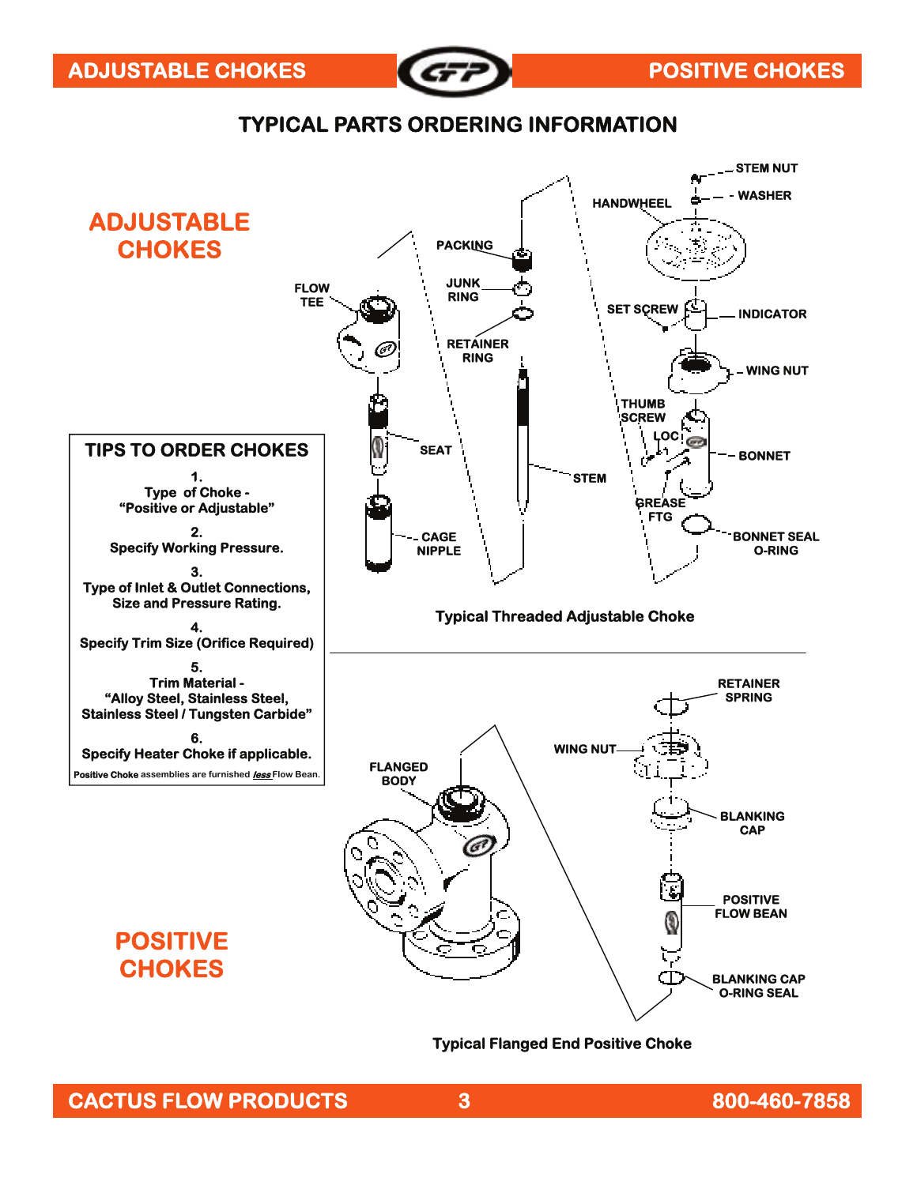# TYPICAL PARTS ORDERING INFORMATION

## ADJUSTABLE CHOKES

FLOW TEE

SEAT

CAGE NIPPLE

PACKING

JUNK RING

RETAINER RING

STEM

HANDWHEEL

STEM NUT

WASHER

SET SCREW

INDICATOR

WING NUT

THUMB SCREW

LOC

BONNET

GREASE FTG

BONNET SEAL O-RING

Typical Threaded Adjustable Choke

### TIPS TO ORDER CHOKES

1.
Type of Choke -
"Positive or Adjustable"

2.
Specify Working Pressure.

3.
Type of Inlet & Outlet Connections, Size and Pressure Rating.

4.
Specify Trim Size (Orifice Required)

5.
Trim Material -
"Alloy Steel, Stainless Steel, Stainless Steel / Tungsten Carbide"

6.
Specify Heater Choke if applicable.

**Positive Choke** assemblies are furnished ***less*** Flow Bean.

## POSITIVE CHOKES

FLANGED BODY

WING NUT

RETAINER SPRING

BLANKING CAP

POSITIVE FLOW BEAN

BLANKING CAP O-RING SEAL

Typical Flanged End Positive Choke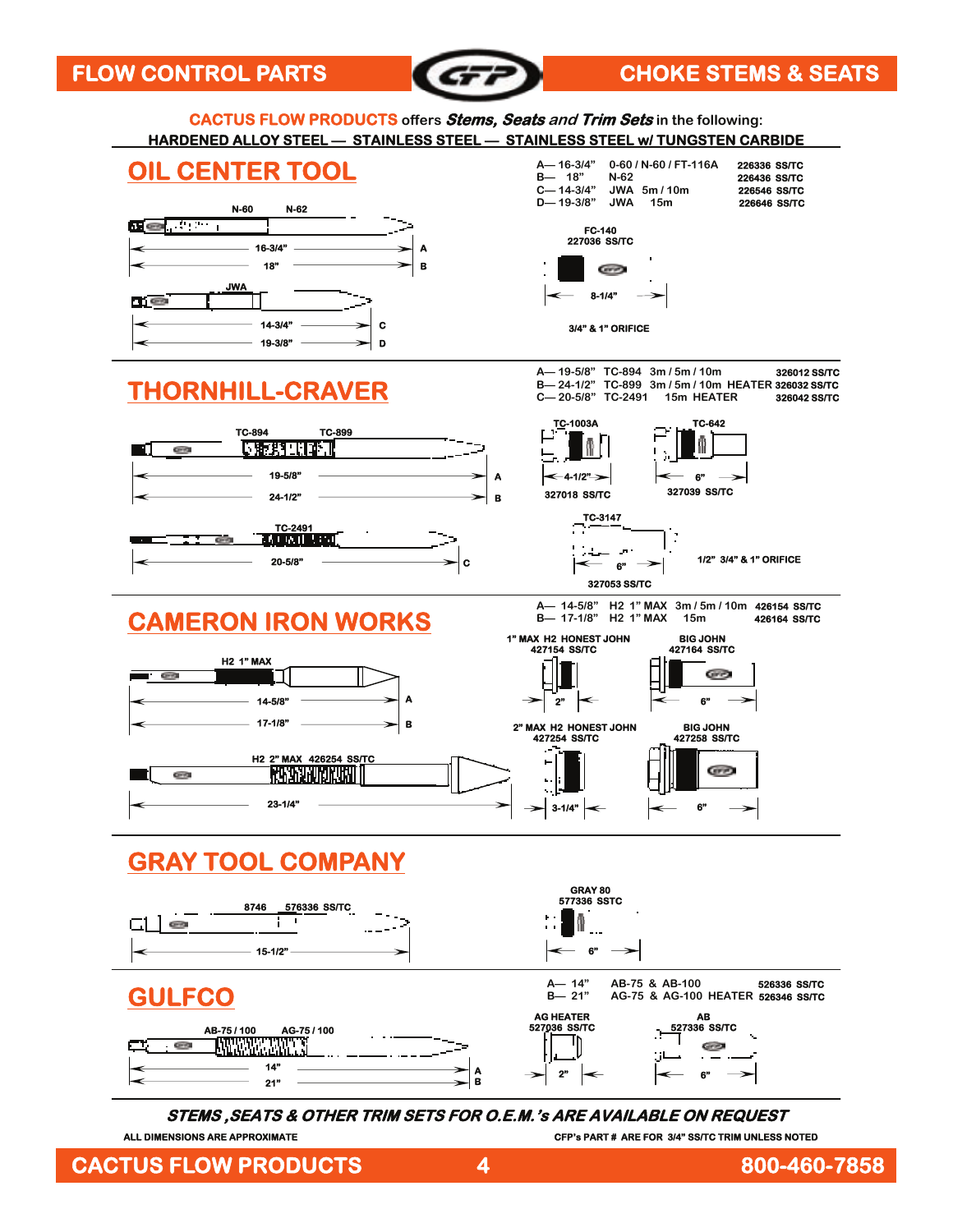# FLOW CONTROL PARTS — CHOKE STEMS & SEATS

**CACTUS FLOW PRODUCTS** offers ***Stems, Seats and Trim Sets*** in the following:

**HARDENED ALLOY STEEL — STAINLESS STEEL — STAINLESS STEEL w/ TUNGSTEN CARBIDE**

## OIL CENTER TOOL

| | Length | Model | | Part # |
|---|---|---|---|---|
| A | 16-3/4" | 0-60 / N-60 / FT-116A | | 226336 SS/TC |
| B | 18" | N-62 | | 226436 SS/TC |
| C | 14-3/4" | JWA | 5m / 10m | 226546 SS/TC |
| D | 19-3/8" | JWA | 15m | 226646 SS/TC |

N-60 N-62

16-3/4" A

18" B

JWA

14-3/4" C

19-3/8" D

FC-140
227036 SS/TC

8-1/4"

3/4" & 1" ORIFICE

## THORNHILL-CRAVER

| | Length | Model | | Part # |
|---|---|---|---|---|
| A | 19-5/8" | TC-894 | 3m / 5m / 10m | 326012 SS/TC |
| B | 24-1/2" | TC-899 | 3m / 5m / 10m HEATER | 326032 SS/TC |
| C | 20-5/8" | TC-2491 | 15m HEATER | 326042 SS/TC |

TC-894 TC-899

19-5/8" A

24-1/2" B

TC-2491

20-5/8" C

TC-1003A
4-1/2"
327018 SS/TC

TC-642
6"
327039 SS/TC

TC-3147
6"
327053 SS/TC

1/2" 3/4" & 1" ORIFICE

## CAMERON IRON WORKS

| | Length | Model | | Part # |
|---|---|---|---|---|
| A | 14-5/8" | H2 1" MAX | 3m / 5m / 10m | 426154 SS/TC |
| B | 17-1/8" | H2 1" MAX | 15m | 426164 SS/TC |

H2 1" MAX

14-5/8" A

17-1/8" B

H2 2" MAX 426254 SS/TC

23-1/4"

1" MAX H2 HONEST JOHN
427154 SS/TC
2"

BIG JOHN
427164 SS/TC
6"

2" MAX H2 HONEST JOHN
427254 SS/TC
3-1/4"

BIG JOHN
427258 SS/TC
6"

## GRAY TOOL COMPANY

8746 576336 SS/TC

15-1/2"

GRAY 80
577336 SSTC
6"

## GULFCO

| | Length | Model | Part # |
|---|---|---|---|
| A | 14" | AB-75 & AB-100 | 526336 SS/TC |
| B | 21" | AG-75 & AG-100 HEATER | 526346 SS/TC |

AB-75 / 100 AG-75 / 100

14" A

21" B

AG HEATER
527036 SS/TC
2"

AB
527336 SS/TC
6"

***STEMS ,SEATS & OTHER TRIM SETS FOR O.E.M.'s ARE AVAILABLE ON REQUEST***

ALL DIMENSIONS ARE APPROXIMATE

CFP's PART # ARE FOR 3/4" SS/TC TRIM UNLESS NOTED

CACTUS FLOW PRODUCTS 800-460-7858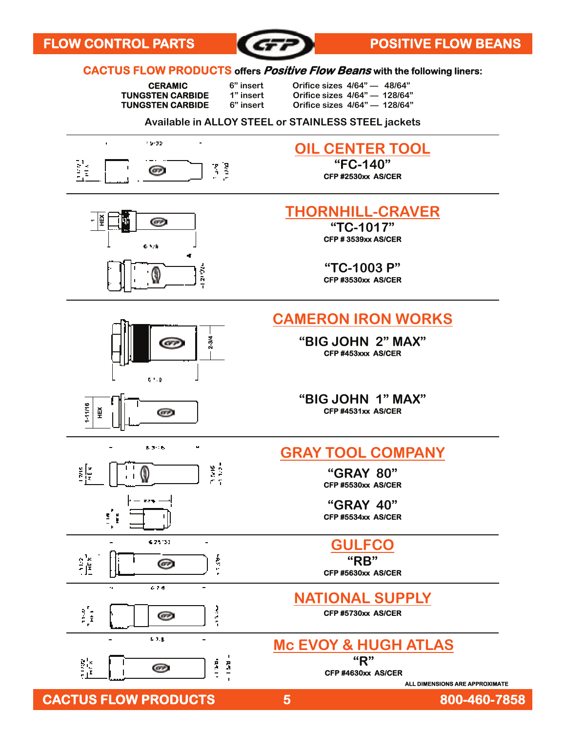# POSITIVE FLOW BEANS

**CACTUS FLOW PRODUCTS** offers ***Positive Flow Beans*** with the following liners:

| | | |
|---|---|---|
| **CERAMIC** | 6" insert | Orifice sizes 4/64" — 48/64" |
| **TUNGSTEN CARBIDE** | 1" insert | Orifice sizes 4/64" — 128/64" |
| **TUNGSTEN CARBIDE** | 6" insert | Orifice sizes 4/64" — 128/64" |

Available in ALLOY STEEL or STAINLESS STEEL jackets

## OIL CENTER TOOL

**"FC-140"**
CFP #2530xx AS/CER

## THORNHILL-CRAVER

**"TC-1017"**
CFP # 3539xx AS/CER

**"TC-1003 P"**
CFP #3530xx AS/CER

## CAMERON IRON WORKS

**"BIG JOHN 2" MAX"**
CFP #453xxx AS/CER

**"BIG JOHN 1" MAX"**
CFP #4531xx AS/CER

## GRAY TOOL COMPANY

**"GRAY 80"**
CFP #5530xx AS/CER

**"GRAY 40"**
CFP #5534xx AS/CER

## GULFCO

**"RB"**
CFP #5630xx AS/CER

## NATIONAL SUPPLY

CFP #5730xx AS/CER

## Mc EVOY & HUGH ATLAS

**"R"**
CFP #4630xx AS/CER

ALL DIMENSIONS ARE APPROXIMATE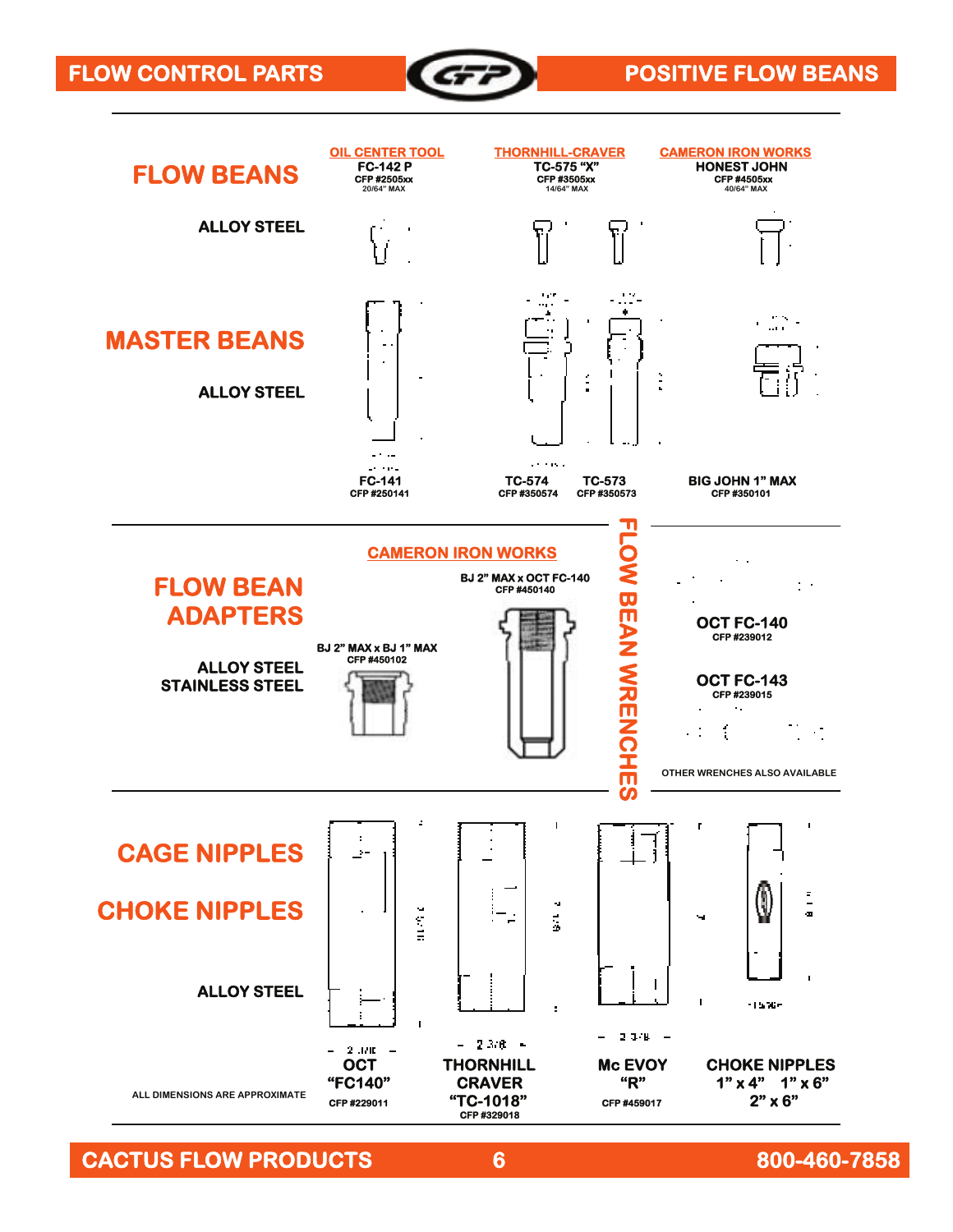# FLOW CONTROL PARTS — POSITIVE FLOW BEANS

## FLOW BEANS

**ALLOY STEEL**

| OIL CENTER TOOL | THORNHILL-CRAVER | CAMERON IRON WORKS |
|---|---|---|
| FC-142 P | TC-575 "X" | HONEST JOHN |
| CFP #2505xx | CFP #3505xx | CFP #4505xx |
| 20/64" MAX | 14/64" MAX | 40/64" MAX |

## MASTER BEANS

**ALLOY STEEL**

| FC-141 | TC-574 | TC-573 | BIG JOHN 1" MAX |
|---|---|---|---|
| CFP #250141 | CFP #350574 | CFP #350573 | CFP #350101 |

## FLOW BEAN ADAPTERS

**ALLOY STEEL**
**STAINLESS STEEL**

CAMERON IRON WORKS

- BJ 2" MAX x BJ 1" MAX — CFP #450102
- BJ 2" MAX x OCT FC-140 — CFP #450140

## FLOW BEAN WRENCHES

- OCT FC-140 — CFP #239012
- OCT FC-143 — CFP #239015

OTHER WRENCHES ALSO AVAILABLE

## CAGE NIPPLES

## CHOKE NIPPLES

**ALLOY STEEL**

| OCT "FC140" | THORNHILL CRAVER "TC-1018" | Mc EVOY "R" | CHOKE NIPPLES |
|---|---|---|---|
| CFP #229011 | CFP #329018 | CFP #459017 | 1" x 4" 1" x 6" 2" x 6" |

ALL DIMENSIONS ARE APPROXIMATE

CACTUS FLOW PRODUCTS 800-460-7858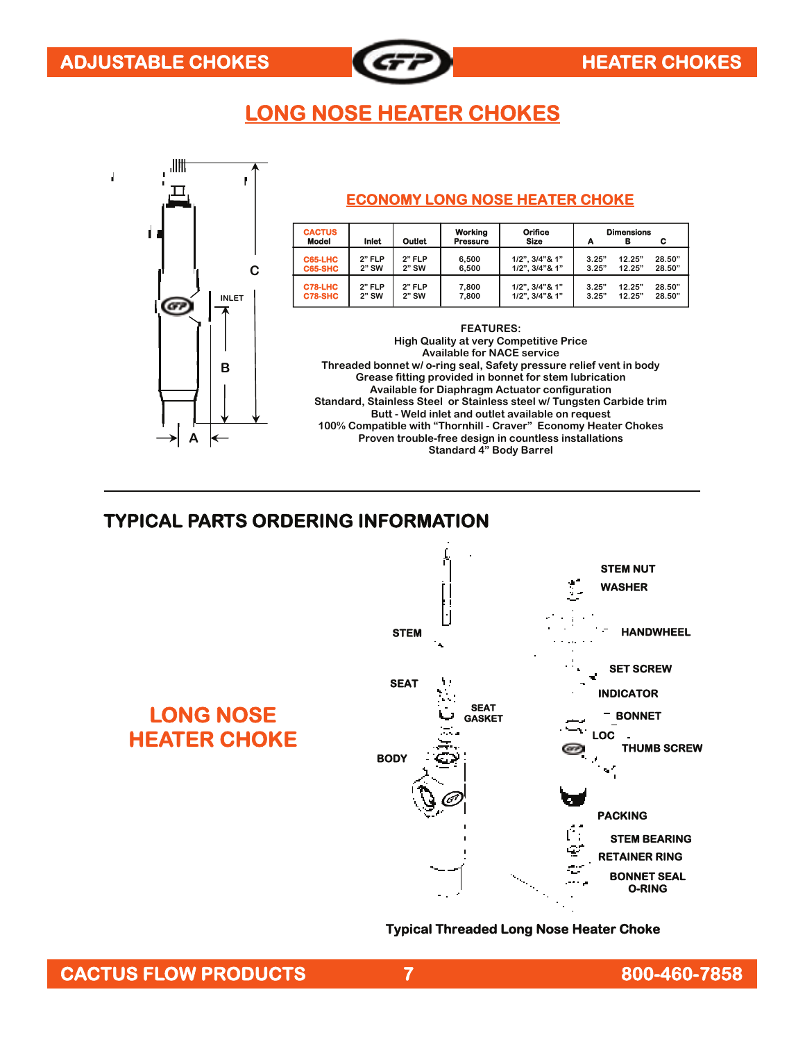# LONG NOSE HEATER CHOKES

INLET

C

B

A

## ECONOMY LONG NOSE HEATER CHOKE

| CACTUS Model | Inlet | Outlet | Working Pressure | Orifice Size | Dimensions A | B | C |
|---|---|---|---|---|---|---|---|
| C65-LHC | 2" FLP | 2" FLP | 6,500 | 1/2", 3/4"& 1" | 3.25" | 12.25" | 28.50" |
| C65-SHC | 2" SW | 2" SW | 6,500 | 1/2", 3/4"& 1" | 3.25" | 12.25" | 28.50" |
| C78-LHC | 2" FLP | 2" FLP | 7,800 | 1/2", 3/4"& 1" | 3.25" | 12.25" | 28.50" |
| C78-SHC | 2" SW | 2" SW | 7,800 | 1/2", 3/4"& 1" | 3.25" | 12.25" | 28.50" |

**FEATURES:**

High Quality at very Competitive Price
Available for NACE service
Threaded bonnet w/ o-ring seal, Safety pressure relief vent in body
Grease fitting provided in bonnet for stem lubrication
Available for Diaphragm Actuator configuration
Standard, Stainless Steel or Stainless steel w/ Tungsten Carbide trim
Butt - Weld inlet and outlet available on request
100% Compatible with "Thornhill - Craver" Economy Heater Chokes
Proven trouble-free design in countless installations
Standard 4" Body Barrel

---

## TYPICAL PARTS ORDERING INFORMATION

**LONG NOSE HEATER CHOKE**

STEM NUT
WASHER
HANDWHEEL
STEM
SET SCREW
SEAT
INDICATOR
SEAT GASKET
BONNET
LOC
BODY
THUMB SCREW
PACKING
STEM BEARING
RETAINER RING
BONNET SEAL O-RING

Typical Threaded Long Nose Heater Choke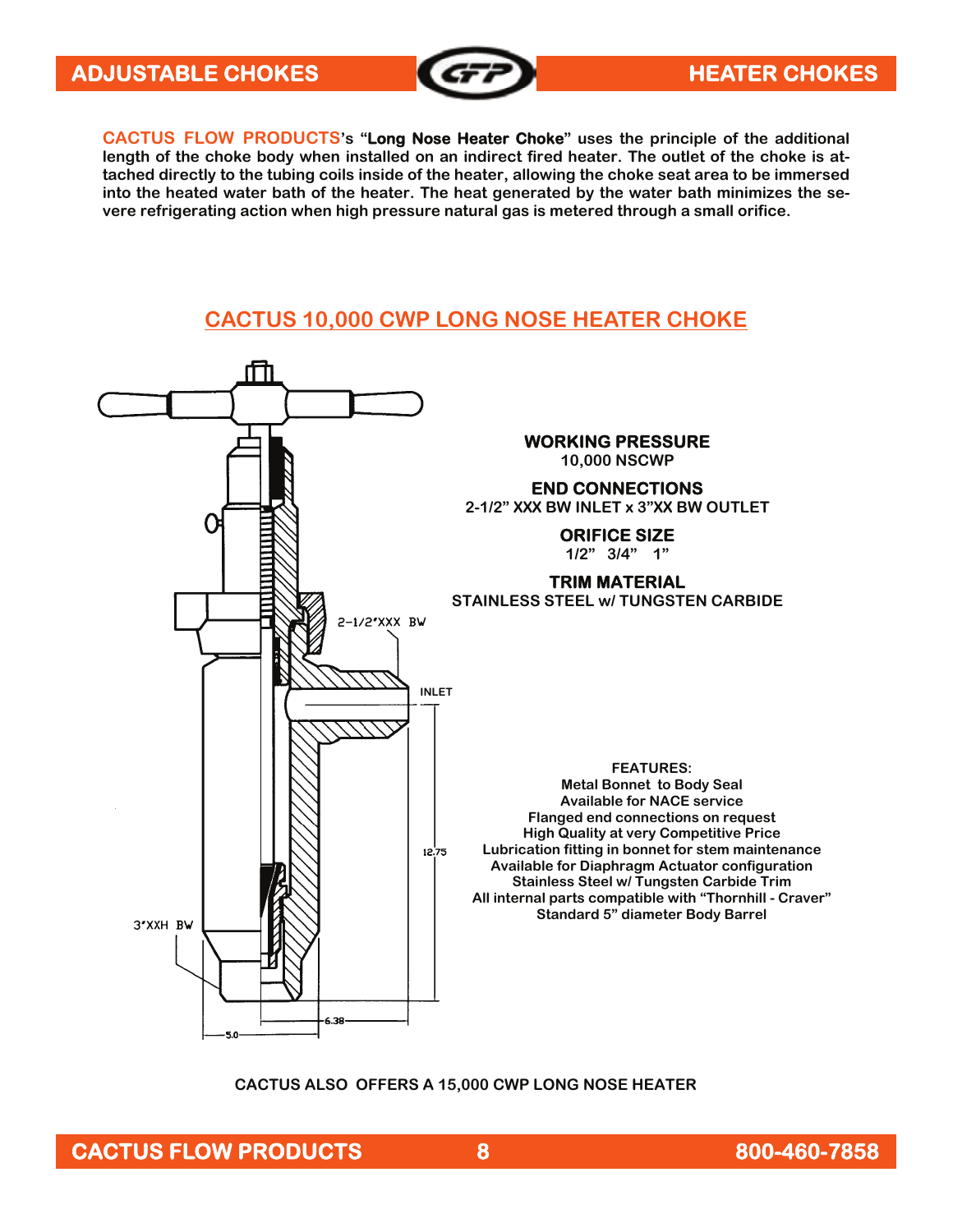**CACTUS FLOW PRODUCTS**'s **"Long Nose Heater Choke"** uses the principle of the additional length of the choke body when installed on an indirect fired heater. The outlet of the choke is attached directly to the tubing coils inside of the heater, allowing the choke seat area to be immersed into the heated water bath of the heater. The heat generated by the water bath minimizes the severe refrigerating action when high pressure natural gas is metered through a small orifice.

## CACTUS 10,000 CWP LONG NOSE HEATER CHOKE

2-1/2"XXX BW

INLET

12.75

3"XXH BW

6.38

5.0

**WORKING PRESSURE**
10,000 NSCWP

**END CONNECTIONS**
2-1/2" XXX BW INLET x 3"XX BW OUTLET

**ORIFICE SIZE**
1/2" 3/4" 1"

**TRIM MATERIAL**
STAINLESS STEEL w/ TUNGSTEN CARBIDE

**FEATURES:**
- Metal Bonnet to Body Seal
- Available for NACE service
- Flanged end connections on request
- High Quality at very Competitive Price
- Lubrication fitting in bonnet for stem maintenance
- Available for Diaphragm Actuator configuration
- Stainless Steel w/ Tungsten Carbide Trim
- All internal parts compatible with "Thornhill - Craver"
- Standard 5" diameter Body Barrel

**CACTUS ALSO OFFERS A 15,000 CWP LONG NOSE HEATER**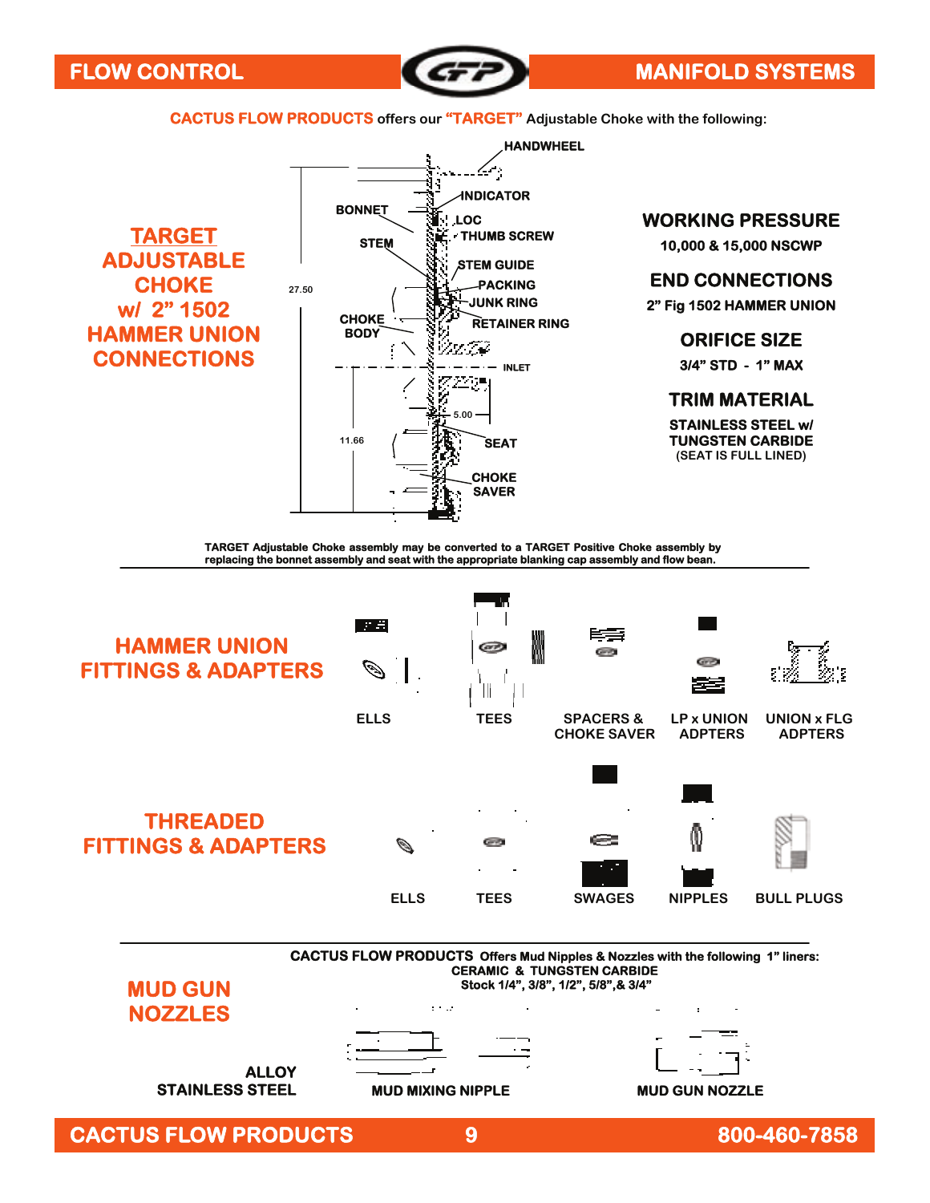**CACTUS FLOW PRODUCTS** offers our **"TARGET"** Adjustable Choke with the following:

## TARGET ADJUSTABLE CHOKE w/ 2" 1502 HAMMER UNION CONNECTIONS

HANDWHEEL
INDICATOR
BONNET
LOC
THUMB SCREW
STEM
STEM GUIDE
PACKING
JUNK RING
RETAINER RING
CHOKE BODY
INLET
27.50
5.00
11.66
SEAT
CHOKE SAVER

### WORKING PRESSURE
10,000 & 15,000 NSCWP

### END CONNECTIONS
2" Fig 1502 HAMMER UNION

### ORIFICE SIZE
3/4" STD - 1" MAX

### TRIM MATERIAL
STAINLESS STEEL w/ TUNGSTEN CARBIDE
(SEAT IS FULL LINED)

**TARGET Adjustable Choke assembly may be converted to a TARGET Positive Choke assembly by replacing the bonnet assembly and seat with the appropriate blanking cap assembly and flow bean.**

---

## HAMMER UNION FITTINGS & ADAPTERS

ELLS | TEES | SPACERS & CHOKE SAVER | LP x UNION ADPTERS | UNION x FLG ADPTERS

## THREADED FITTINGS & ADAPTERS

ELLS | TEES | SWAGES | NIPPLES | BULL PLUGS

---

## MUD GUN NOZZLES

**CACTUS FLOW PRODUCTS** Offers Mud Nipples & Nozzles with the following 1" liners:
CERAMIC & TUNGSTEN CARBIDE
Stock 1/4", 3/8", 1/2", 5/8",& 3/4"

ALLOY
STAINLESS STEEL

MUD MIXING NIPPLE

MUD GUN NOZZLE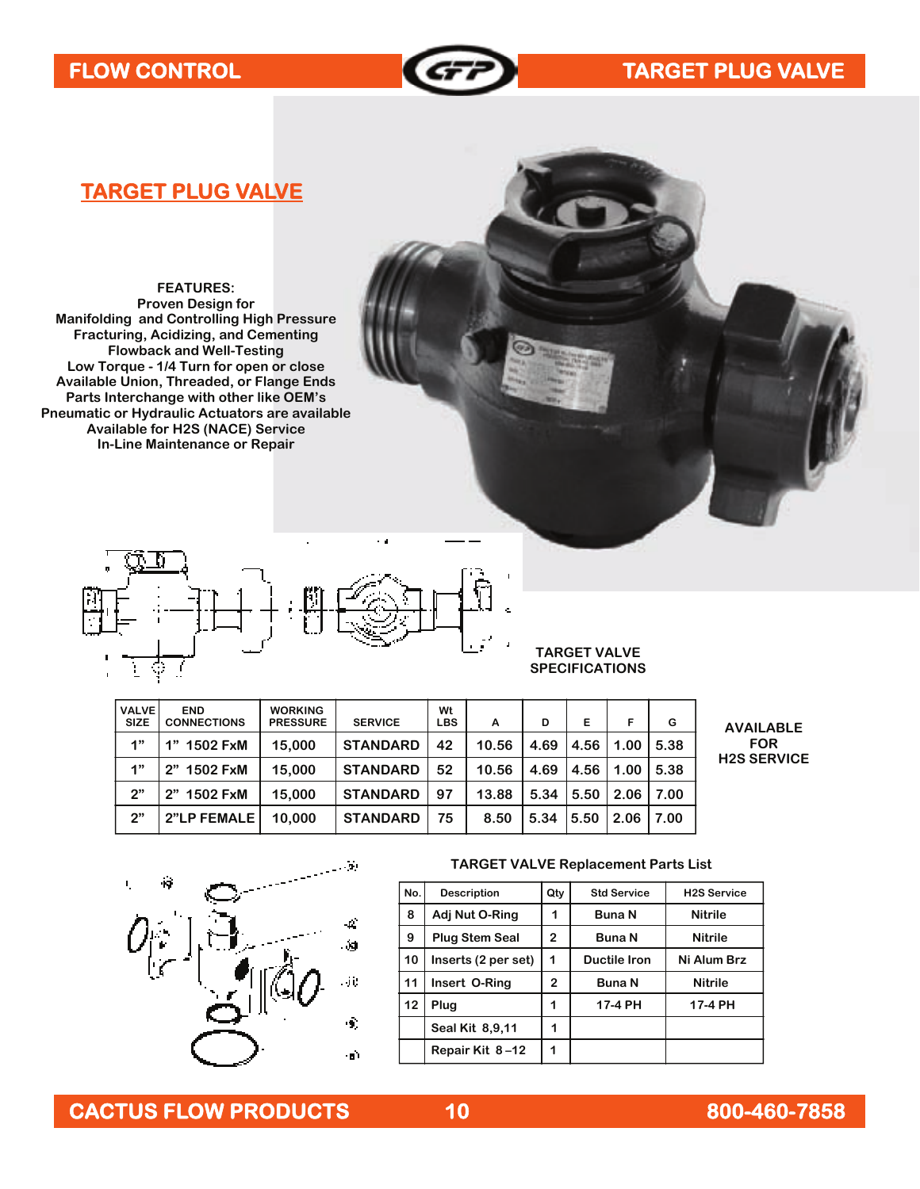# TARGET PLUG VALVE

**FEATURES:**
Proven Design for
Manifolding and Controlling High Pressure
Fracturing, Acidizing, and Cementing
Flowback and Well-Testing
Low Torque - 1/4 Turn for open or close
Available Union, Threaded, or Flange Ends
Parts Interchange with other like OEM's
Pneumatic or Hydraulic Actuators are available
Available for H2S (NACE) Service
In-Line Maintenance or Repair

## TARGET VALVE SPECIFICATIONS

| VALVE SIZE | END CONNECTIONS | WORKING PRESSURE | SERVICE | Wt LBS | A | D | E | F | G |
|---|---|---|---|---|---|---|---|---|---|
| 1" | 1" 1502 FxM | 15,000 | STANDARD | 42 | 10.56 | 4.69 | 4.56 | 1.00 | 5.38 |
| 1" | 2" 1502 FxM | 15,000 | STANDARD | 52 | 10.56 | 4.69 | 4.56 | 1.00 | 5.38 |
| 2" | 2" 1502 FxM | 15,000 | STANDARD | 97 | 13.88 | 5.34 | 5.50 | 2.06 | 7.00 |
| 2" | 2"LP FEMALE | 10,000 | STANDARD | 75 | 8.50 | 5.34 | 5.50 | 2.06 | 7.00 |

AVAILABLE FOR H2S SERVICE

## TARGET VALVE Replacement Parts List

| No. | Description | Qty | Std Service | H2S Service |
|---|---|---|---|---|
| 8 | Adj Nut O-Ring | 1 | Buna N | Nitrile |
| 9 | Plug Stem Seal | 2 | Buna N | Nitrile |
| 10 | Inserts (2 per set) | 1 | Ductile Iron | Ni Alum Brz |
| 11 | Insert O-Ring | 2 | Buna N | Nitrile |
| 12 | Plug | 1 | 17-4 PH | 17-4 PH |
| | Seal Kit 8,9,11 | 1 | | |
| | Repair Kit 8 –12 | 1 | | |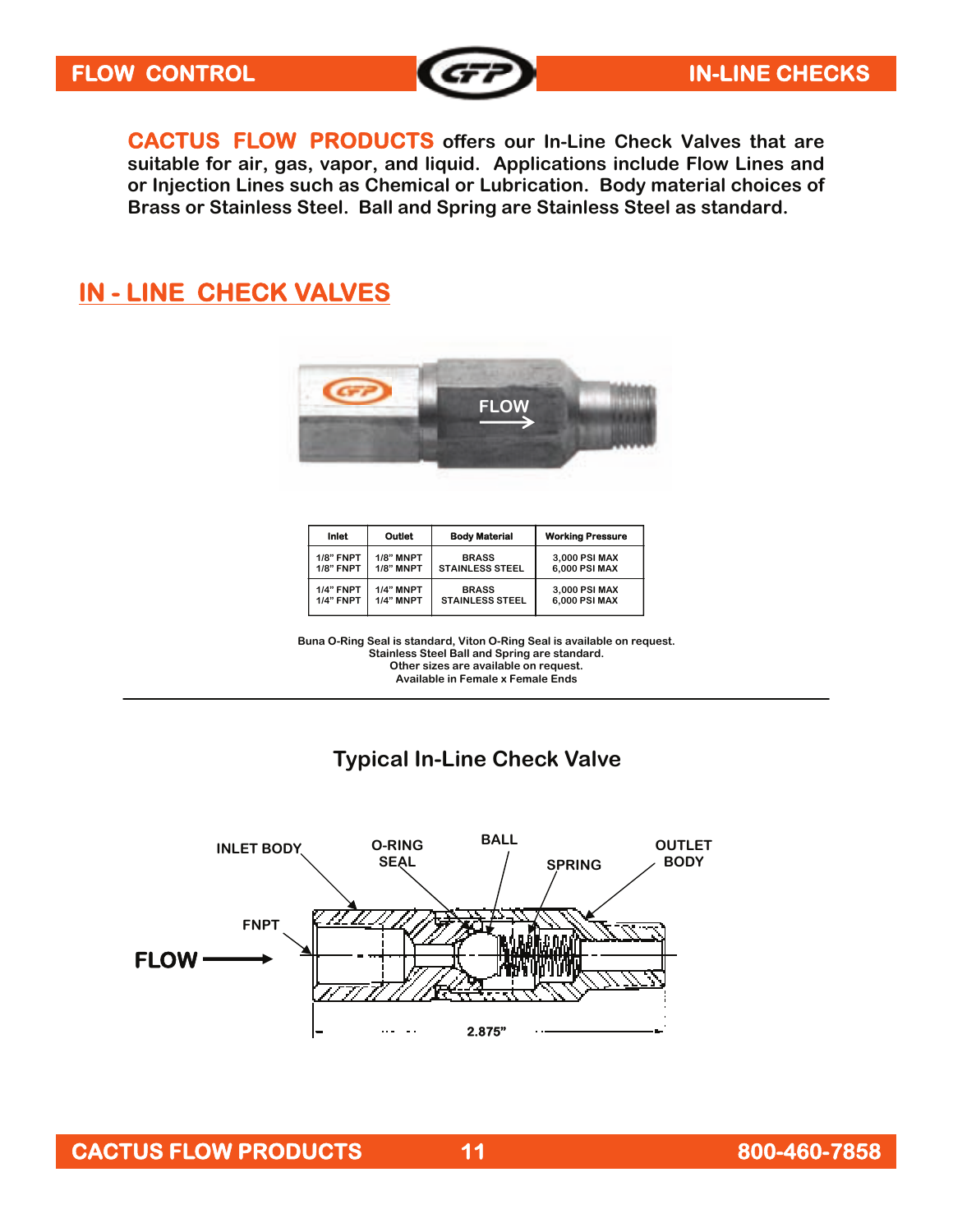**CACTUS FLOW PRODUCTS** offers our In-Line Check Valves that are suitable for air, gas, vapor, and liquid. Applications include Flow Lines and or Injection Lines such as Chemical or Lubrication. Body material choices of Brass or Stainless Steel. Ball and Spring are Stainless Steel as standard.

## IN - LINE CHECK VALVES

FLOW

| Inlet | Outlet | Body Material | Working Pressure |
|---|---|---|---|
| 1/8" FNPT<br>1/8" FNPT | 1/8" MNPT<br>1/8" MNPT | BRASS<br>STAINLESS STEEL | 3,000 PSI MAX<br>6,000 PSI MAX |
| 1/4" FNPT<br>1/4" FNPT | 1/4" MNPT<br>1/4" MNPT | BRASS<br>STAINLESS STEEL | 3,000 PSI MAX<br>6,000 PSI MAX |

Buna O-Ring Seal is standard, Viton O-Ring Seal is available on request.
Stainless Steel Ball and Spring are standard.
Other sizes are available on request.
Available in Female x Female Ends

---

### Typical In-Line Check Valve

INLET BODY
O-RING SEAL
BALL
SPRING
OUTLET BODY
FNPT
FLOW
2.875"